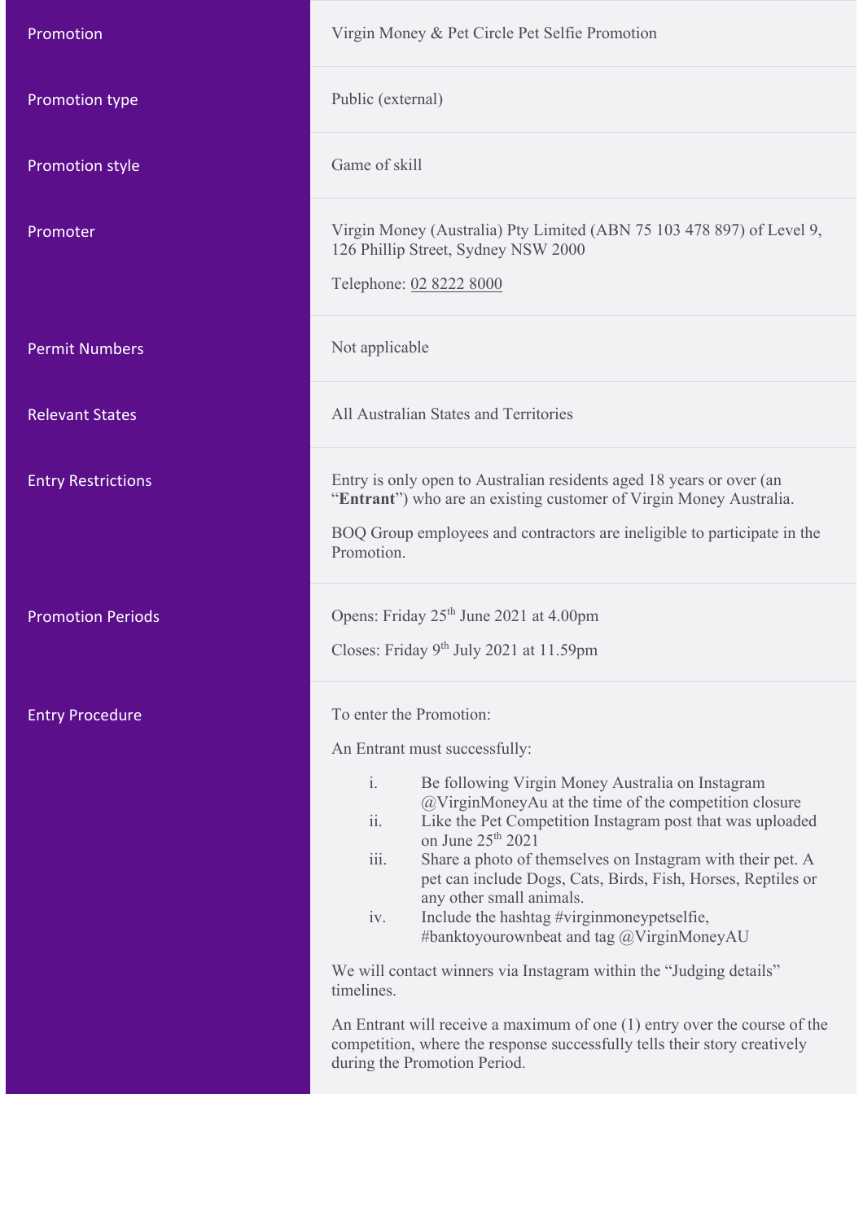| Promotion | Virgin Money & Pet Circle Pet Selfie Promotion |
|---|---|
| Promotion type | Public (external) |
| Promotion style | Game of skill |
| Promoter | Virgin Money (Australia) Pty Limited (ABN 75 103 478 897) of Level 9, 126 Phillip Street, Sydney NSW 2000<br><br>Telephone: 02 8222 8000 |
| Permit Numbers | Not applicable |
| Relevant States | All Australian States and Territories |
| Entry Restrictions | Entry is only open to Australian residents aged 18 years or over (an "**Entrant**") who are an existing customer of Virgin Money Australia.<br><br>BOQ Group employees and contractors are ineligible to participate in the Promotion. |
| Promotion Periods | Opens: Friday 25th June 2021 at 4.00pm<br><br>Closes: Friday 9th July 2021 at 11.59pm |
| Entry Procedure | To enter the Promotion:<br><br>An Entrant must successfully:<br><br>i. Be following Virgin Money Australia on Instagram @VirginMoneyAu at the time of the competition closure<br>ii. Like the Pet Competition Instagram post that was uploaded on June 25th 2021<br>iii. Share a photo of themselves on Instagram with their pet. A pet can include Dogs, Cats, Birds, Fish, Horses, Reptiles or any other small animals.<br>iv. Include the hashtag #virginmoneypetselfie, #banktoyourownbeat and tag @VirginMoneyAU<br><br>We will contact winners via Instagram within the "Judging details" timelines.<br><br>An Entrant will receive a maximum of one (1) entry over the course of the competition, where the response successfully tells their story creatively during the Promotion Period. |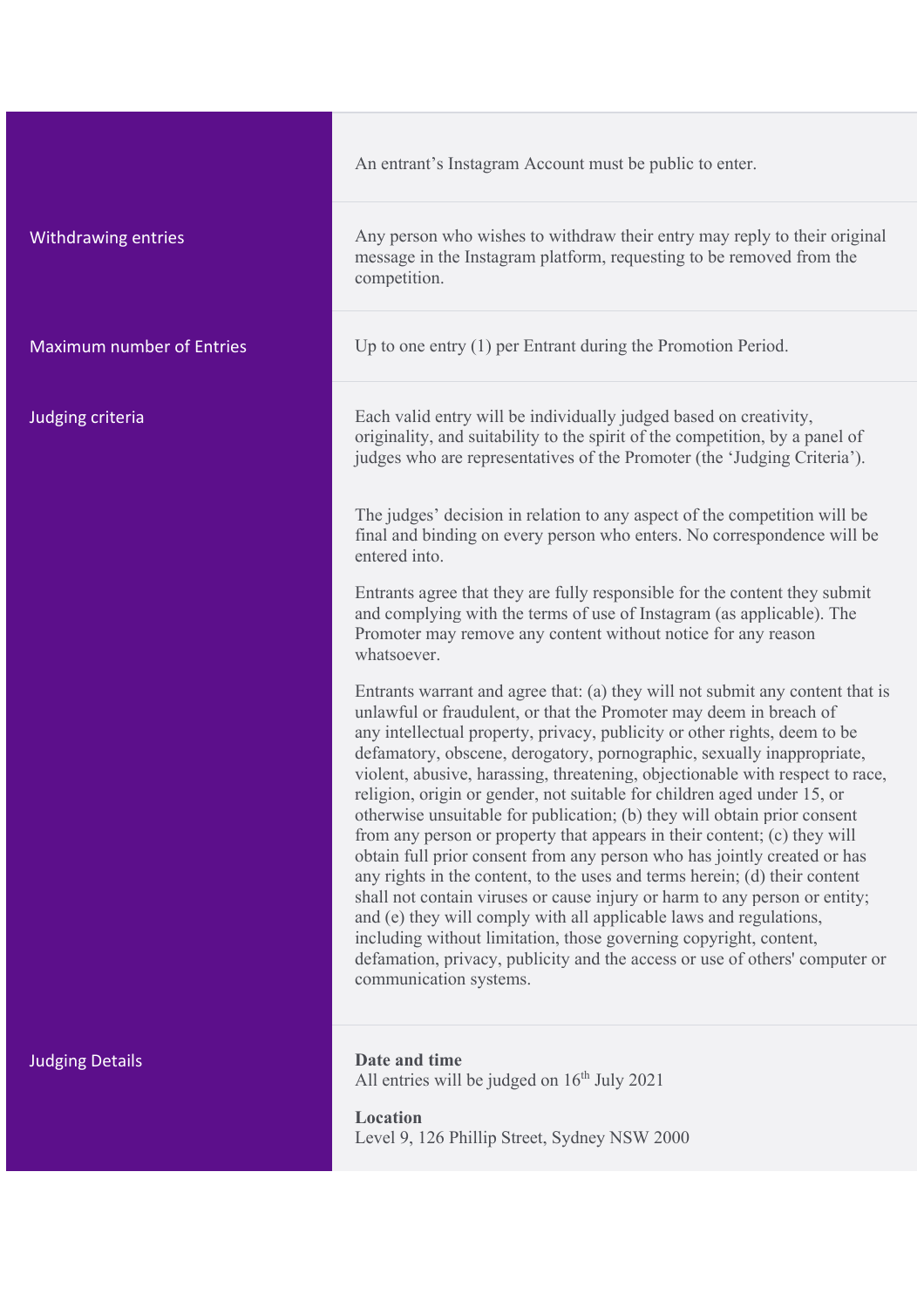| | |
|---|---|
| | An entrant's Instagram Account must be public to enter. |
| Withdrawing entries | Any person who wishes to withdraw their entry may reply to their original message in the Instagram platform, requesting to be removed from the competition. |
| Maximum number of Entries | Up to one entry (1) per Entrant during the Promotion Period. |
| Judging criteria | Each valid entry will be individually judged based on creativity, originality, and suitability to the spirit of the competition, by a panel of judges who are representatives of the Promoter (the 'Judging Criteria').<br><br>The judges' decision in relation to any aspect of the competition will be final and binding on every person who enters. No correspondence will be entered into.<br><br>Entrants agree that they are fully responsible for the content they submit and complying with the terms of use of Instagram (as applicable). The Promoter may remove any content without notice for any reason whatsoever.<br><br>Entrants warrant and agree that: (a) they will not submit any content that is unlawful or fraudulent, or that the Promoter may deem in breach of any intellectual property, privacy, publicity or other rights, deem to be defamatory, obscene, derogatory, pornographic, sexually inappropriate, violent, abusive, harassing, threatening, objectionable with respect to race, religion, origin or gender, not suitable for children aged under 15, or otherwise unsuitable for publication; (b) they will obtain prior consent from any person or property that appears in their content; (c) they will obtain full prior consent from any person who has jointly created or has any rights in the content, to the uses and terms herein; (d) their content shall not contain viruses or cause injury or harm to any person or entity; and (e) they will comply with all applicable laws and regulations, including without limitation, those governing copyright, content, defamation, privacy, publicity and the access or use of others' computer or communication systems. |
| Judging Details | **Date and time**<br>All entries will be judged on 16th July 2021<br><br>**Location**<br>Level 9, 126 Phillip Street, Sydney NSW 2000 |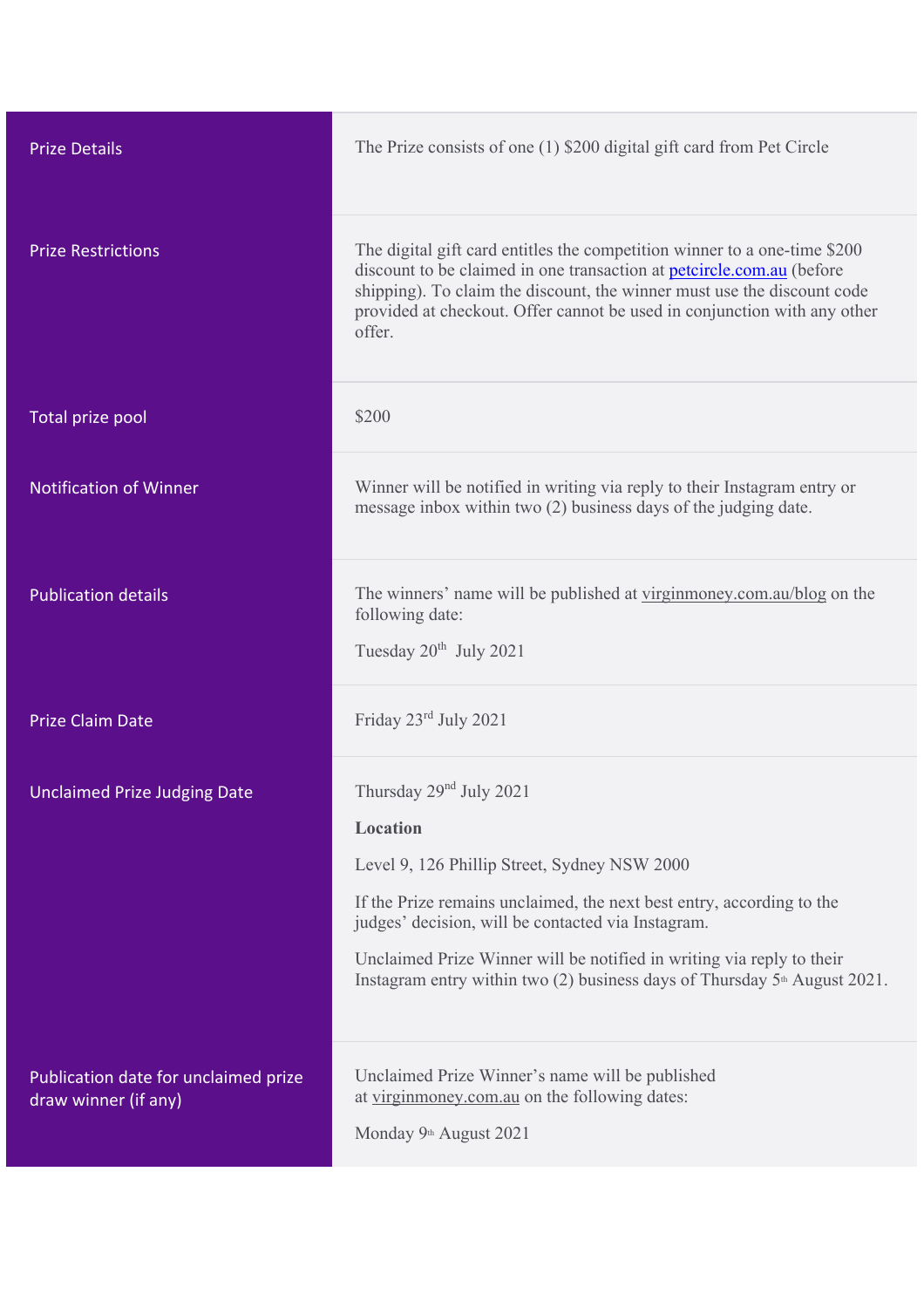| | |
|---|---|
| Prize Details | The Prize consists of one (1) $200 digital gift card from Pet Circle |
| Prize Restrictions | The digital gift card entitles the competition winner to a one-time $200 discount to be claimed in one transaction at petcircle.com.au (before shipping). To claim the discount, the winner must use the discount code provided at checkout. Offer cannot be used in conjunction with any other offer. |
| Total prize pool | $200 |
| Notification of Winner | Winner will be notified in writing via reply to their Instagram entry or message inbox within two (2) business days of the judging date. |
| Publication details | The winners' name will be published at virginmoney.com.au/blog on the following date:<br><br>Tuesday 20th July 2021 |
| Prize Claim Date | Friday 23rd July 2021 |
| Unclaimed Prize Judging Date | Thursday 29nd July 2021<br><br>**Location**<br><br>Level 9, 126 Phillip Street, Sydney NSW 2000<br><br>If the Prize remains unclaimed, the next best entry, according to the judges' decision, will be contacted via Instagram.<br><br>Unclaimed Prize Winner will be notified in writing via reply to their Instagram entry within two (2) business days of Thursday 5th August 2021. |
| Publication date for unclaimed prize draw winner (if any) | Unclaimed Prize Winner's name will be published at virginmoney.com.au on the following dates:<br><br>Monday 9th August 2021 |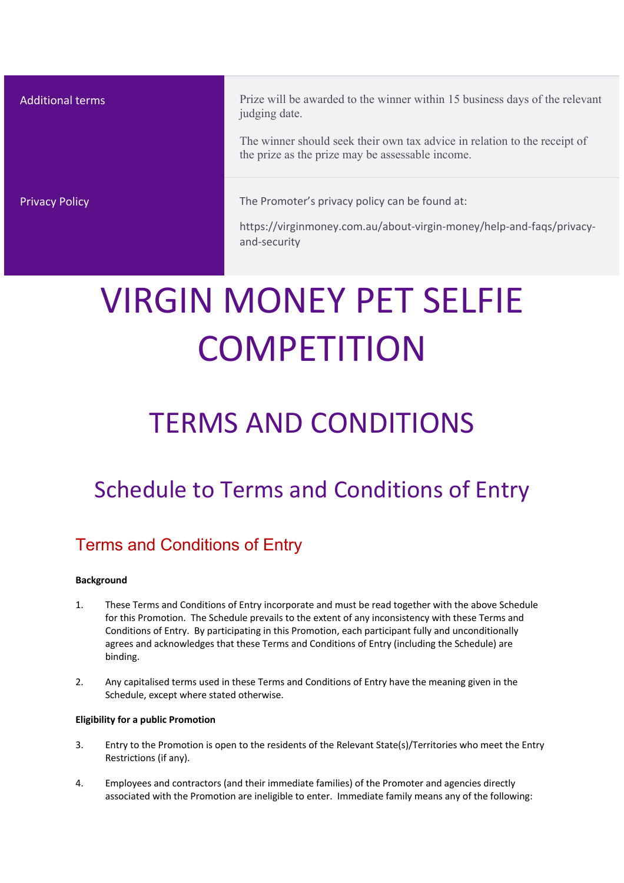| Additional terms | Prize will be awarded to the winner within 15 business days of the relevant judging date.<br><br>The winner should seek their own tax advice in relation to the receipt of the prize as the prize may be assessable income. |
| --- | --- |
| Privacy Policy | The Promoter's privacy policy can be found at:<br><br>https://virginmoney.com.au/about-virgin-money/help-and-faqs/privacy-and-security |

# VIRGIN MONEY PET SELFIE COMPETITION

# TERMS AND CONDITIONS

## Schedule to Terms and Conditions of Entry

### Terms and Conditions of Entry

**Background**

1. These Terms and Conditions of Entry incorporate and must be read together with the above Schedule for this Promotion. The Schedule prevails to the extent of any inconsistency with these Terms and Conditions of Entry. By participating in this Promotion, each participant fully and unconditionally agrees and acknowledges that these Terms and Conditions of Entry (including the Schedule) are binding.

2. Any capitalised terms used in these Terms and Conditions of Entry have the meaning given in the Schedule, except where stated otherwise.

**Eligibility for a public Promotion**

3. Entry to the Promotion is open to the residents of the Relevant State(s)/Territories who meet the Entry Restrictions (if any).

4. Employees and contractors (and their immediate families) of the Promoter and agencies directly associated with the Promotion are ineligible to enter. Immediate family means any of the following: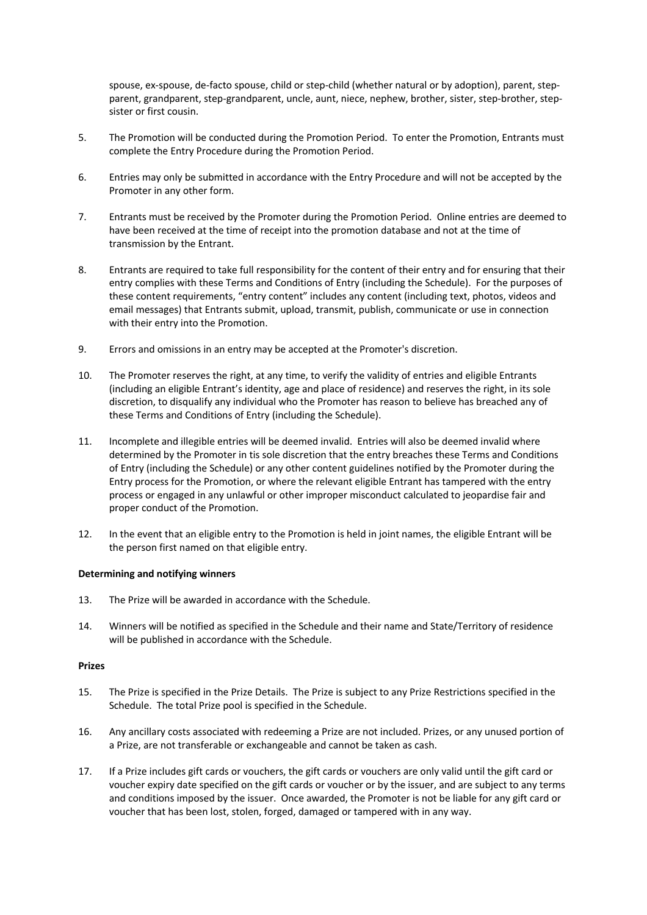spouse, ex-spouse, de-facto spouse, child or step-child (whether natural or by adoption), parent, step-parent, grandparent, step-grandparent, uncle, aunt, niece, nephew, brother, sister, step-brother, step-sister or first cousin.

5. The Promotion will be conducted during the Promotion Period. To enter the Promotion, Entrants must complete the Entry Procedure during the Promotion Period.

6. Entries may only be submitted in accordance with the Entry Procedure and will not be accepted by the Promoter in any other form.

7. Entrants must be received by the Promoter during the Promotion Period. Online entries are deemed to have been received at the time of receipt into the promotion database and not at the time of transmission by the Entrant.

8. Entrants are required to take full responsibility for the content of their entry and for ensuring that their entry complies with these Terms and Conditions of Entry (including the Schedule). For the purposes of these content requirements, "entry content" includes any content (including text, photos, videos and email messages) that Entrants submit, upload, transmit, publish, communicate or use in connection with their entry into the Promotion.

9. Errors and omissions in an entry may be accepted at the Promoter's discretion.

10. The Promoter reserves the right, at any time, to verify the validity of entries and eligible Entrants (including an eligible Entrant's identity, age and place of residence) and reserves the right, in its sole discretion, to disqualify any individual who the Promoter has reason to believe has breached any of these Terms and Conditions of Entry (including the Schedule).

11. Incomplete and illegible entries will be deemed invalid. Entries will also be deemed invalid where determined by the Promoter in tis sole discretion that the entry breaches these Terms and Conditions of Entry (including the Schedule) or any other content guidelines notified by the Promoter during the Entry process for the Promotion, or where the relevant eligible Entrant has tampered with the entry process or engaged in any unlawful or other improper misconduct calculated to jeopardise fair and proper conduct of the Promotion.

12. In the event that an eligible entry to the Promotion is held in joint names, the eligible Entrant will be the person first named on that eligible entry.

**Determining and notifying winners**

13. The Prize will be awarded in accordance with the Schedule.

14. Winners will be notified as specified in the Schedule and their name and State/Territory of residence will be published in accordance with the Schedule.

**Prizes**

15. The Prize is specified in the Prize Details. The Prize is subject to any Prize Restrictions specified in the Schedule. The total Prize pool is specified in the Schedule.

16. Any ancillary costs associated with redeeming a Prize are not included. Prizes, or any unused portion of a Prize, are not transferable or exchangeable and cannot be taken as cash.

17. If a Prize includes gift cards or vouchers, the gift cards or vouchers are only valid until the gift card or voucher expiry date specified on the gift cards or voucher or by the issuer, and are subject to any terms and conditions imposed by the issuer. Once awarded, the Promoter is not be liable for any gift card or voucher that has been lost, stolen, forged, damaged or tampered with in any way.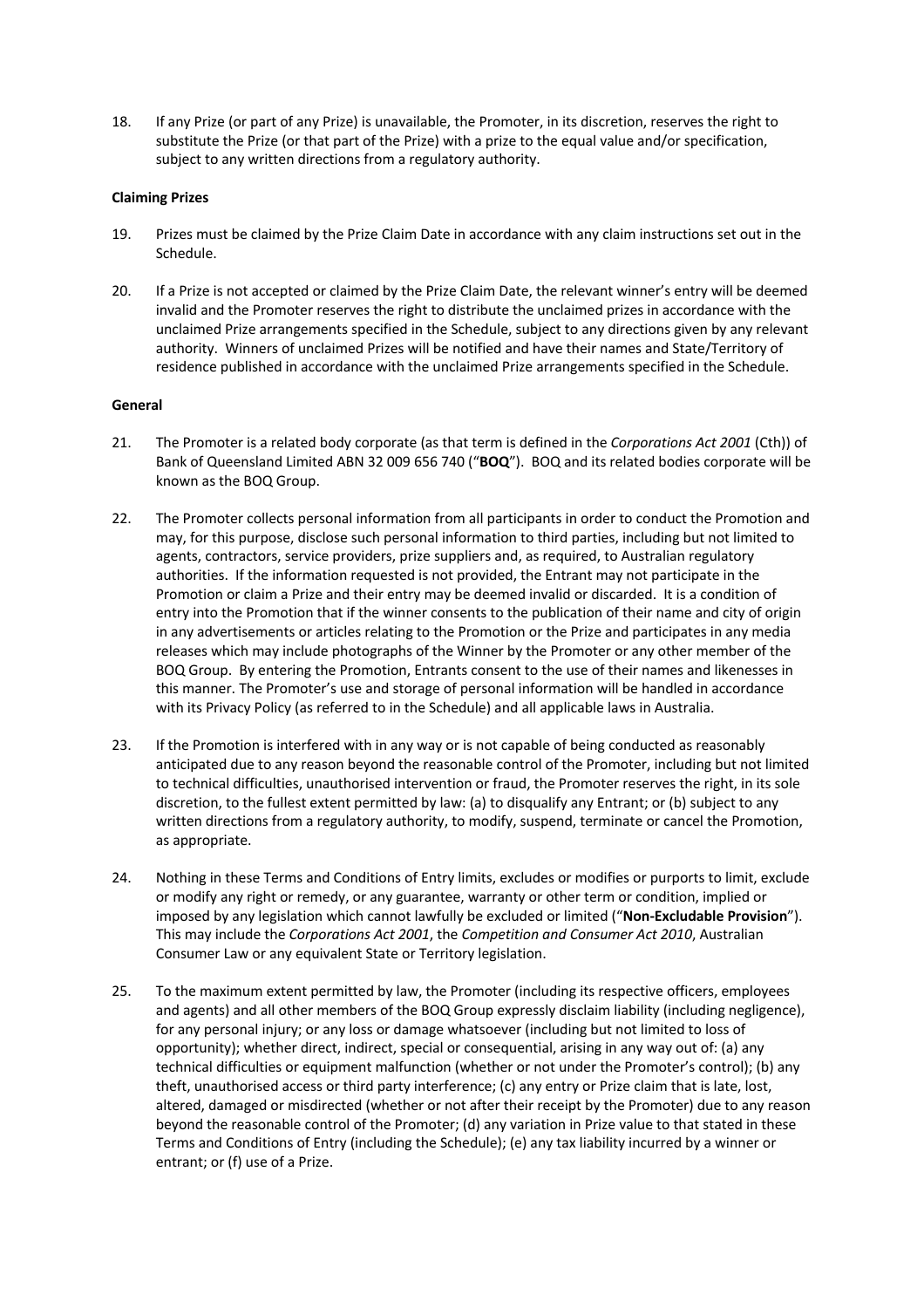18. If any Prize (or part of any Prize) is unavailable, the Promoter, in its discretion, reserves the right to substitute the Prize (or that part of the Prize) with a prize to the equal value and/or specification, subject to any written directions from a regulatory authority.

**Claiming Prizes**

19. Prizes must be claimed by the Prize Claim Date in accordance with any claim instructions set out in the Schedule.

20. If a Prize is not accepted or claimed by the Prize Claim Date, the relevant winner's entry will be deemed invalid and the Promoter reserves the right to distribute the unclaimed prizes in accordance with the unclaimed Prize arrangements specified in the Schedule, subject to any directions given by any relevant authority. Winners of unclaimed Prizes will be notified and have their names and State/Territory of residence published in accordance with the unclaimed Prize arrangements specified in the Schedule.

**General**

21. The Promoter is a related body corporate (as that term is defined in the *Corporations Act 2001* (Cth)) of Bank of Queensland Limited ABN 32 009 656 740 ("**BOQ**"). BOQ and its related bodies corporate will be known as the BOQ Group.

22. The Promoter collects personal information from all participants in order to conduct the Promotion and may, for this purpose, disclose such personal information to third parties, including but not limited to agents, contractors, service providers, prize suppliers and, as required, to Australian regulatory authorities. If the information requested is not provided, the Entrant may not participate in the Promotion or claim a Prize and their entry may be deemed invalid or discarded. It is a condition of entry into the Promotion that if the winner consents to the publication of their name and city of origin in any advertisements or articles relating to the Promotion or the Prize and participates in any media releases which may include photographs of the Winner by the Promoter or any other member of the BOQ Group. By entering the Promotion, Entrants consent to the use of their names and likenesses in this manner. The Promoter's use and storage of personal information will be handled in accordance with its Privacy Policy (as referred to in the Schedule) and all applicable laws in Australia.

23. If the Promotion is interfered with in any way or is not capable of being conducted as reasonably anticipated due to any reason beyond the reasonable control of the Promoter, including but not limited to technical difficulties, unauthorised intervention or fraud, the Promoter reserves the right, in its sole discretion, to the fullest extent permitted by law: (a) to disqualify any Entrant; or (b) subject to any written directions from a regulatory authority, to modify, suspend, terminate or cancel the Promotion, as appropriate.

24. Nothing in these Terms and Conditions of Entry limits, excludes or modifies or purports to limit, exclude or modify any right or remedy, or any guarantee, warranty or other term or condition, implied or imposed by any legislation which cannot lawfully be excluded or limited ("**Non-Excludable Provision**"). This may include the *Corporations Act 2001*, the *Competition and Consumer Act 2010*, Australian Consumer Law or any equivalent State or Territory legislation.

25. To the maximum extent permitted by law, the Promoter (including its respective officers, employees and agents) and all other members of the BOQ Group expressly disclaim liability (including negligence), for any personal injury; or any loss or damage whatsoever (including but not limited to loss of opportunity); whether direct, indirect, special or consequential, arising in any way out of: (a) any technical difficulties or equipment malfunction (whether or not under the Promoter's control); (b) any theft, unauthorised access or third party interference; (c) any entry or Prize claim that is late, lost, altered, damaged or misdirected (whether or not after their receipt by the Promoter) due to any reason beyond the reasonable control of the Promoter; (d) any variation in Prize value to that stated in these Terms and Conditions of Entry (including the Schedule); (e) any tax liability incurred by a winner or entrant; or (f) use of a Prize.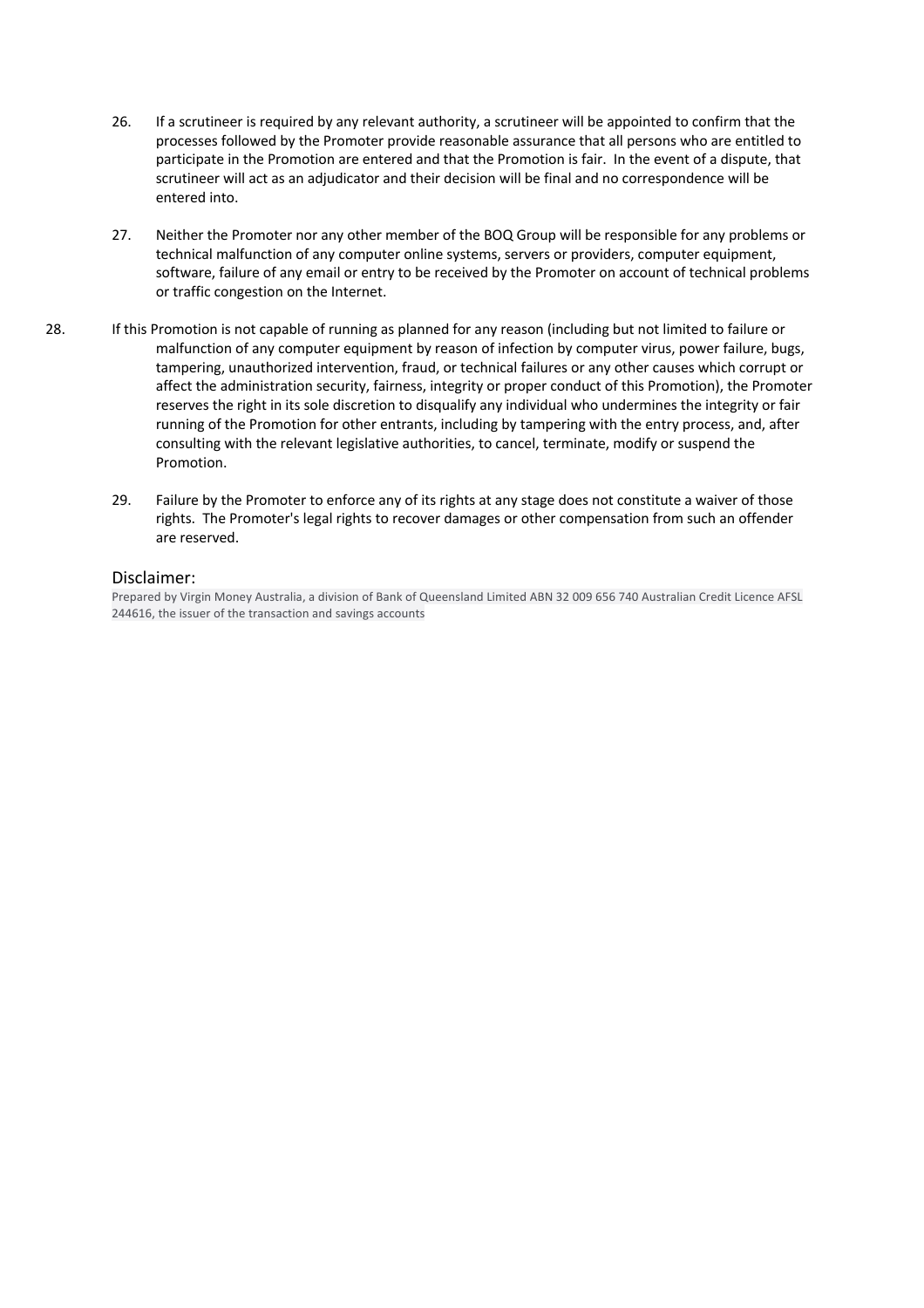26. If a scrutineer is required by any relevant authority, a scrutineer will be appointed to confirm that the processes followed by the Promoter provide reasonable assurance that all persons who are entitled to participate in the Promotion are entered and that the Promotion is fair. In the event of a dispute, that scrutineer will act as an adjudicator and their decision will be final and no correspondence will be entered into.

27. Neither the Promoter nor any other member of the BOQ Group will be responsible for any problems or technical malfunction of any computer online systems, servers or providers, computer equipment, software, failure of any email or entry to be received by the Promoter on account of technical problems or traffic congestion on the Internet.

28. If this Promotion is not capable of running as planned for any reason (including but not limited to failure or malfunction of any computer equipment by reason of infection by computer virus, power failure, bugs, tampering, unauthorized intervention, fraud, or technical failures or any other causes which corrupt or affect the administration security, fairness, integrity or proper conduct of this Promotion), the Promoter reserves the right in its sole discretion to disqualify any individual who undermines the integrity or fair running of the Promotion for other entrants, including by tampering with the entry process, and, after consulting with the relevant legislative authorities, to cancel, terminate, modify or suspend the Promotion.

29. Failure by the Promoter to enforce any of its rights at any stage does not constitute a waiver of those rights. The Promoter's legal rights to recover damages or other compensation from such an offender are reserved.

## Disclaimer:

Prepared by Virgin Money Australia, a division of Bank of Queensland Limited ABN 32 009 656 740 Australian Credit Licence AFSL 244616, the issuer of the transaction and savings accounts